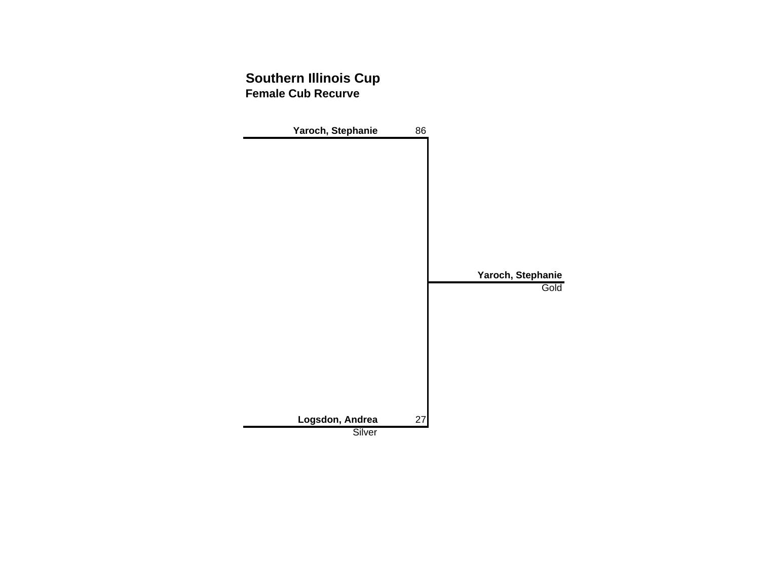# Southern Illinois Cup

## Female Cub Recurve

| Archer | Score |
|---|---|
| **Yaroch, Stephanie** | 86 |
| **Logsdon, Andrea** (Silver) | 27 |

**Yaroch, Stephanie**
Gold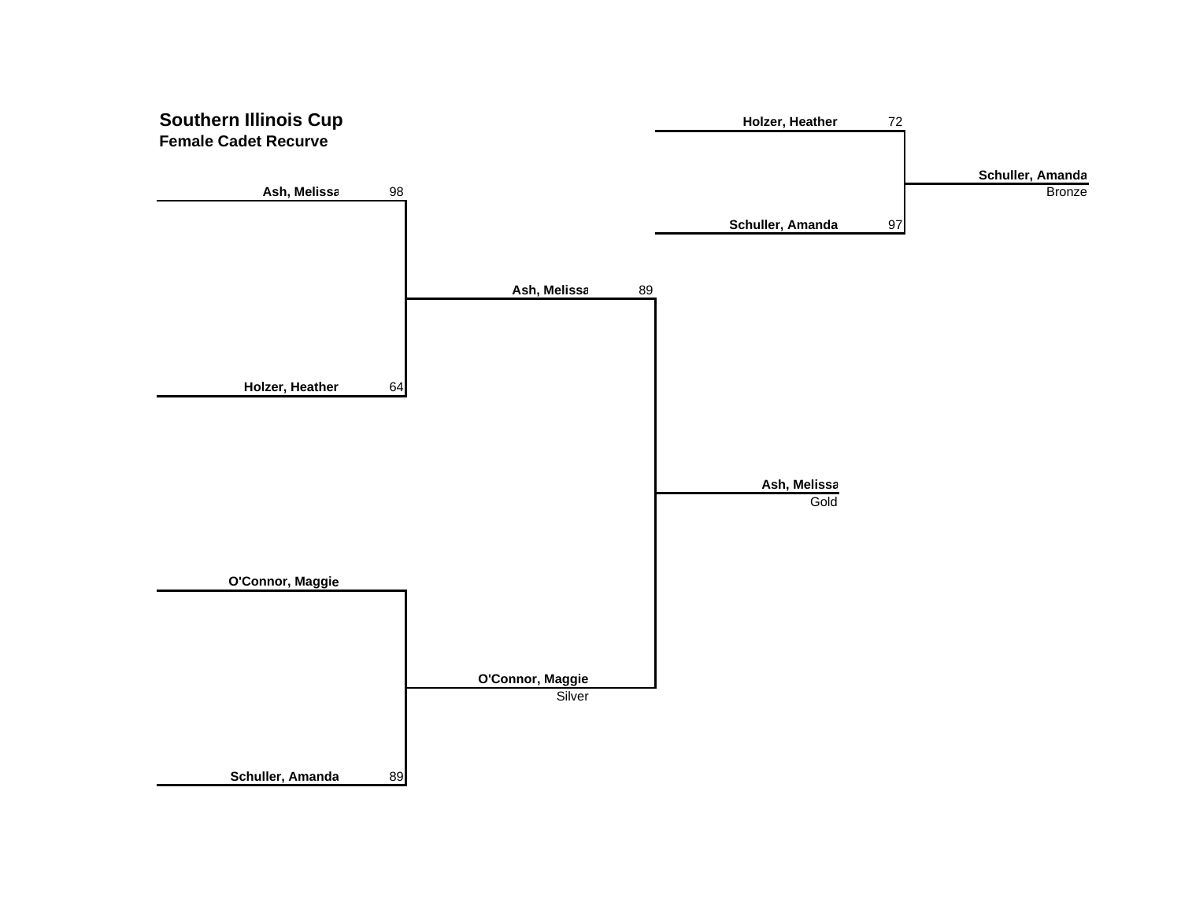# Southern Illinois Cup

## Female Cadet Recurve

| Semifinal | Score | Final | Score | Result |
|---|---|---|---|---|
| Ash, Melissa | 98 | Ash, Melissa | 89 | Ash, Melissa — Gold |
| Holzer, Heather | 64 | | | |
| O'Connor, Maggie | | O'Connor, Maggie | | Silver |
| Schuller, Amanda | 89 | | | |

**Bronze Match**

| Archer | Score | Result |
|---|---|---|
| Holzer, Heather | 72 | |
| Schuller, Amanda | 97 | Schuller, Amanda — Bronze |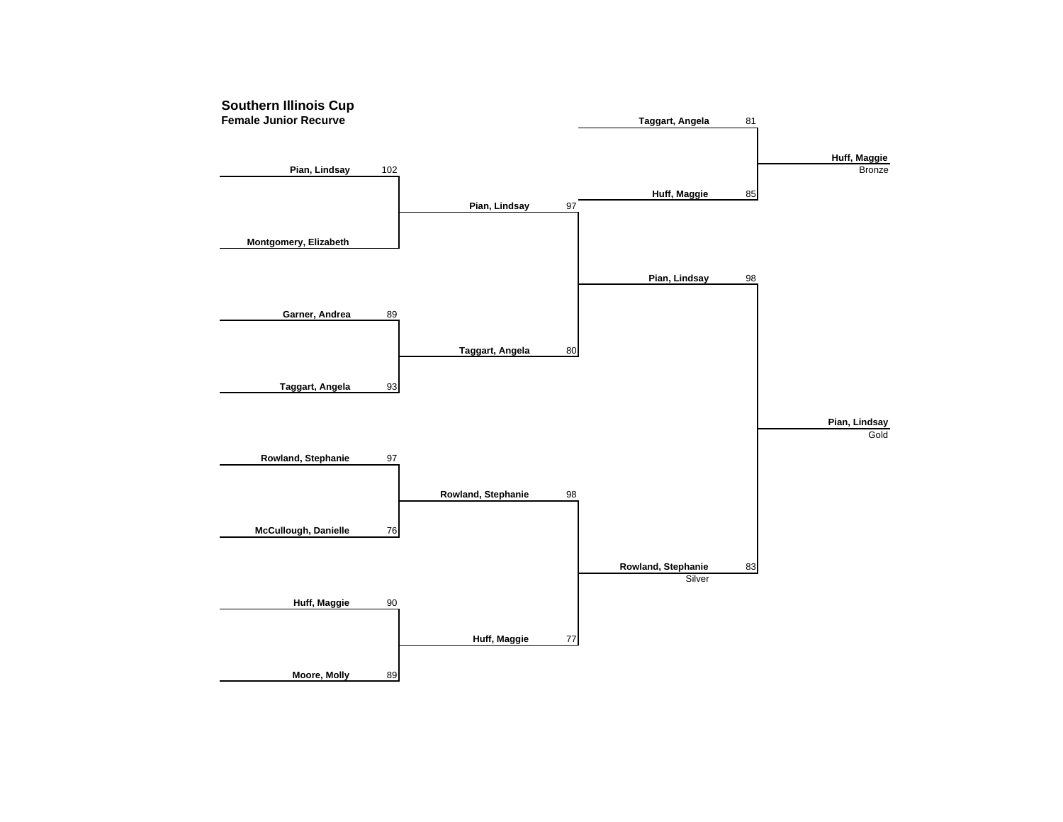# Southern Illinois Cup
## Female Junior Recurve

### Round 1

| Archer | Score |
| --- | --- |
| Pian, Lindsay | 102 |
| Montgomery, Elizabeth | |
| Garner, Andrea | 89 |
| Taggart, Angela | 93 |
| Rowland, Stephanie | 97 |
| McCullough, Danielle | 76 |
| Huff, Maggie | 90 |
| Moore, Molly | 89 |

### Semifinals

| Archer | Score |
| --- | --- |
| Pian, Lindsay | 97 |
| Taggart, Angela | 80 |
| Rowland, Stephanie | 98 |
| Huff, Maggie | 77 |

### Gold Medal Match

| Archer | Score |
| --- | --- |
| Pian, Lindsay | 98 |
| Rowland, Stephanie | 83 |

### Bronze Medal Match

| Archer | Score |
| --- | --- |
| Taggart, Angela | 81 |
| Huff, Maggie | 85 |

### Results

| Place | Archer |
| --- | --- |
| Gold | Pian, Lindsay |
| Silver | Rowland, Stephanie |
| Bronze | Huff, Maggie |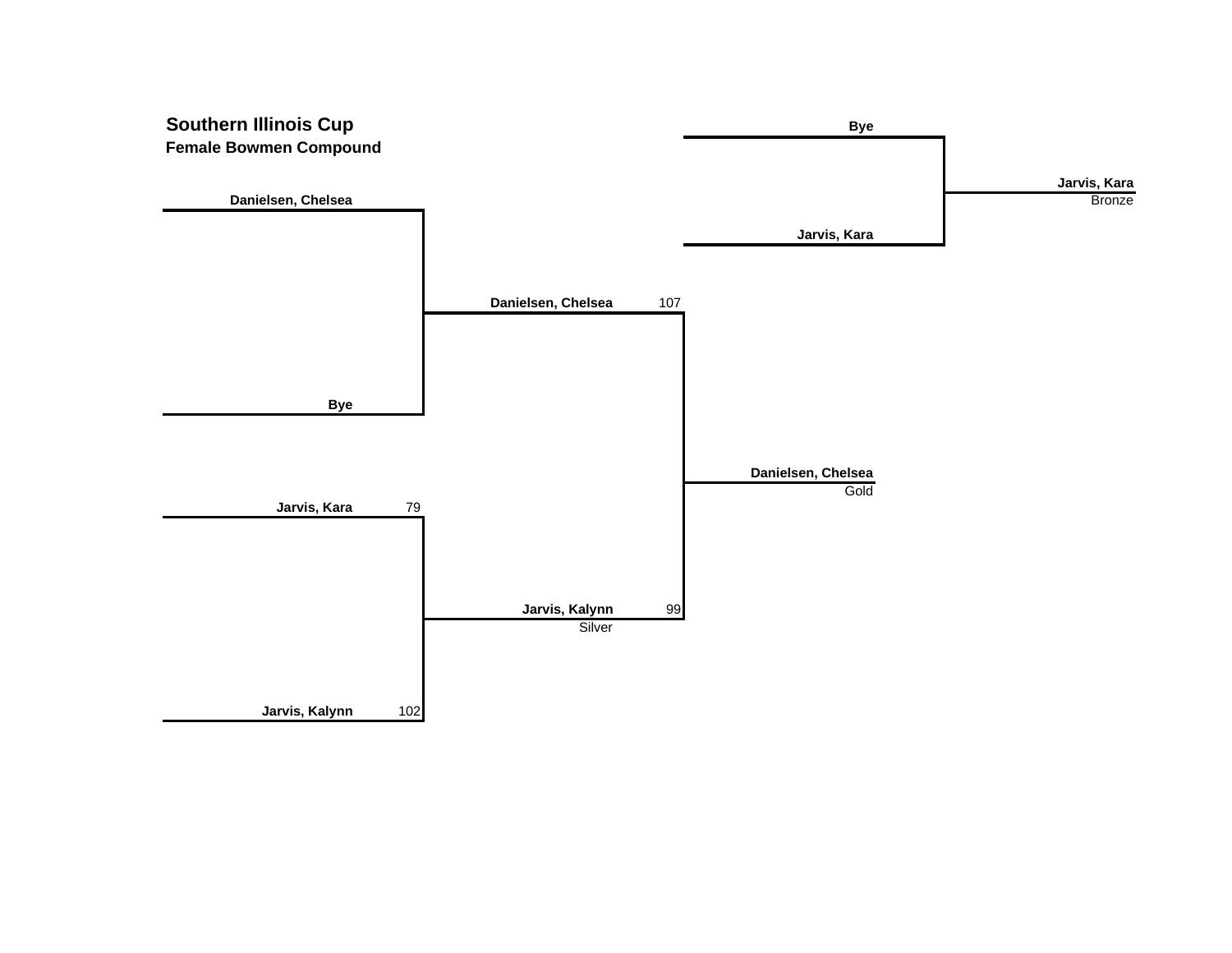# Southern Illinois Cup

## Female Bowmen Compound

**Semifinals**

| Archer | Score |
| --- | --- |
| Danielsen, Chelsea | |
| Bye | |
| Jarvis, Kara | 79 |
| Jarvis, Kalynn | 102 |

**Final**

| Archer | Score |
| --- | --- |
| Danielsen, Chelsea | 107 |
| Jarvis, Kalynn (Silver) | 99 |

**Gold:** Danielsen, Chelsea

**Bronze Match**

| Archer |
| --- |
| Bye |
| Jarvis, Kara |

**Bronze:** Jarvis, Kara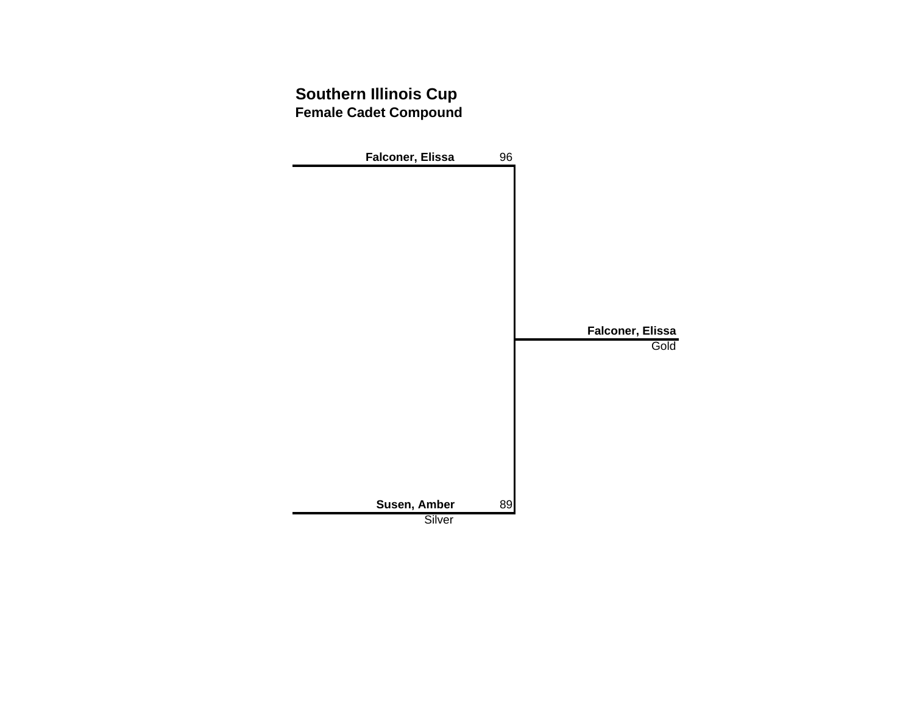## Southern Illinois Cup

### Female Cadet Compound

**Falconer, Elissa** 96

**Susen, Amber** 89
Silver

**Falconer, Elissa**
Gold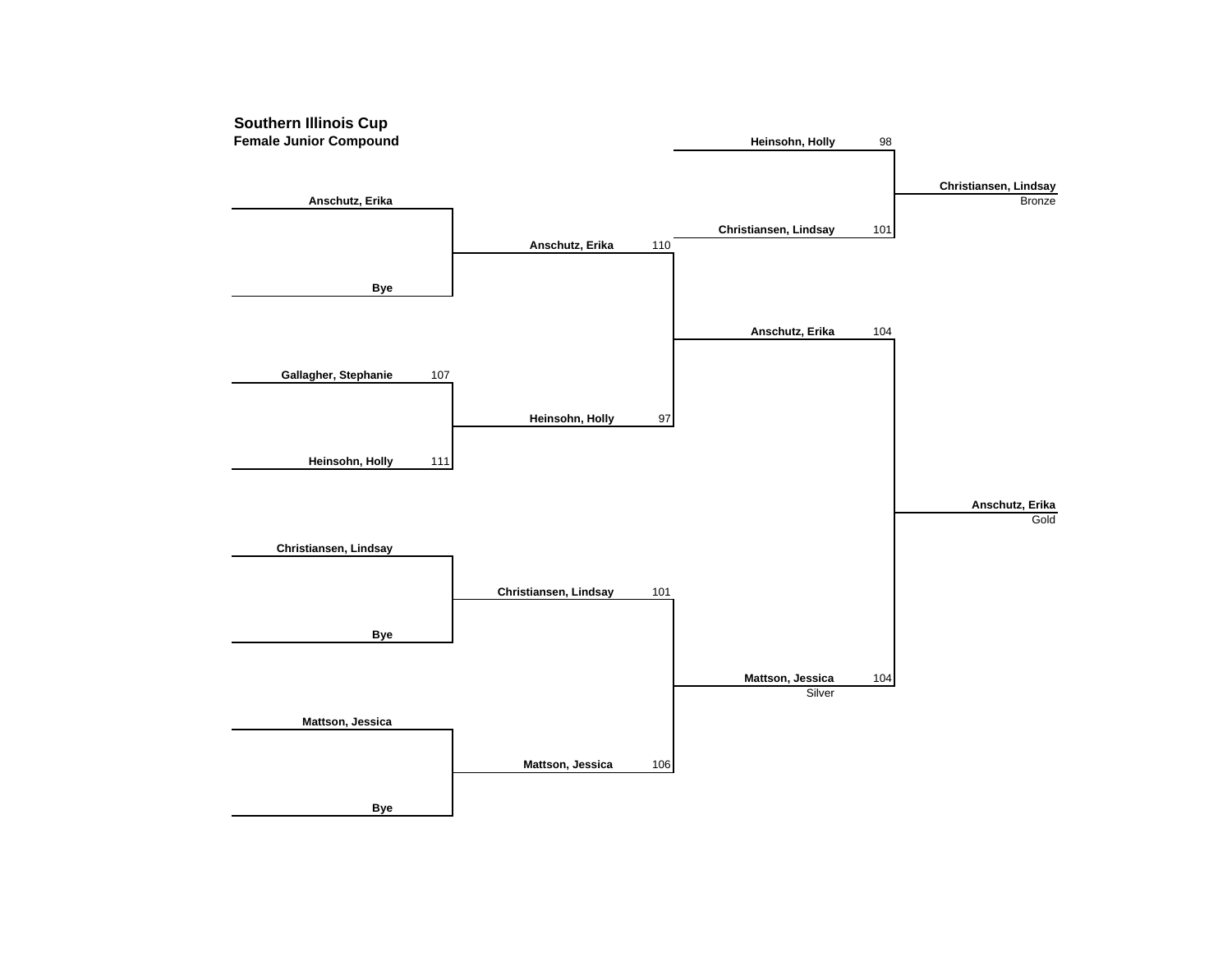## Southern Illinois Cup

### Female Junior Compound

**Round 1**

| Archer | Score |
| --- | --- |
| Anschutz, Erika | |
| Bye | |
| Gallagher, Stephanie | 107 |
| Heinsohn, Holly | 111 |
| Christiansen, Lindsay | |
| Bye | |
| Mattson, Jessica | |
| Bye | |

**Round 2**

| Archer | Score |
| --- | --- |
| Anschutz, Erika | 110 |
| Heinsohn, Holly | 97 |
| Christiansen, Lindsay | 101 |
| Mattson, Jessica | 106 |

**Semifinal / Gold Match**

| Archer | Score |
| --- | --- |
| Anschutz, Erika | 104 |
| Mattson, Jessica (Silver) | 104 |

**Bronze Match**

| Archer | Score |
| --- | --- |
| Heinsohn, Holly | 98 |
| Christiansen, Lindsay | 101 |

**Results**

- Gold: Anschutz, Erika
- Silver: Mattson, Jessica
- Bronze: Christiansen, Lindsay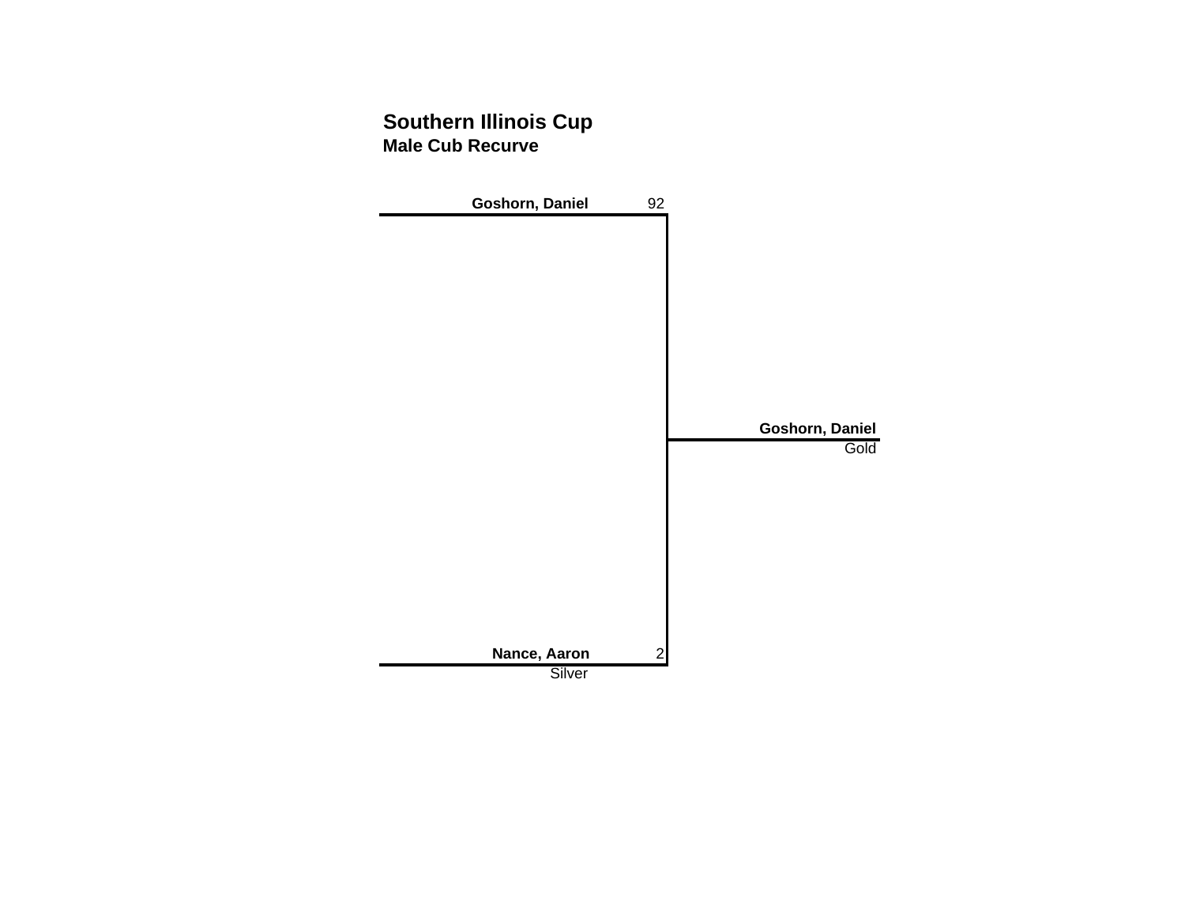# Southern Illinois Cup

## Male Cub Recurve

| Competitor | Score | Result |
| --- | --- | --- |
| **Goshorn, Daniel** | 92 | |
| **Nance, Aaron** | 2 | Silver |

**Goshorn, Daniel**
Gold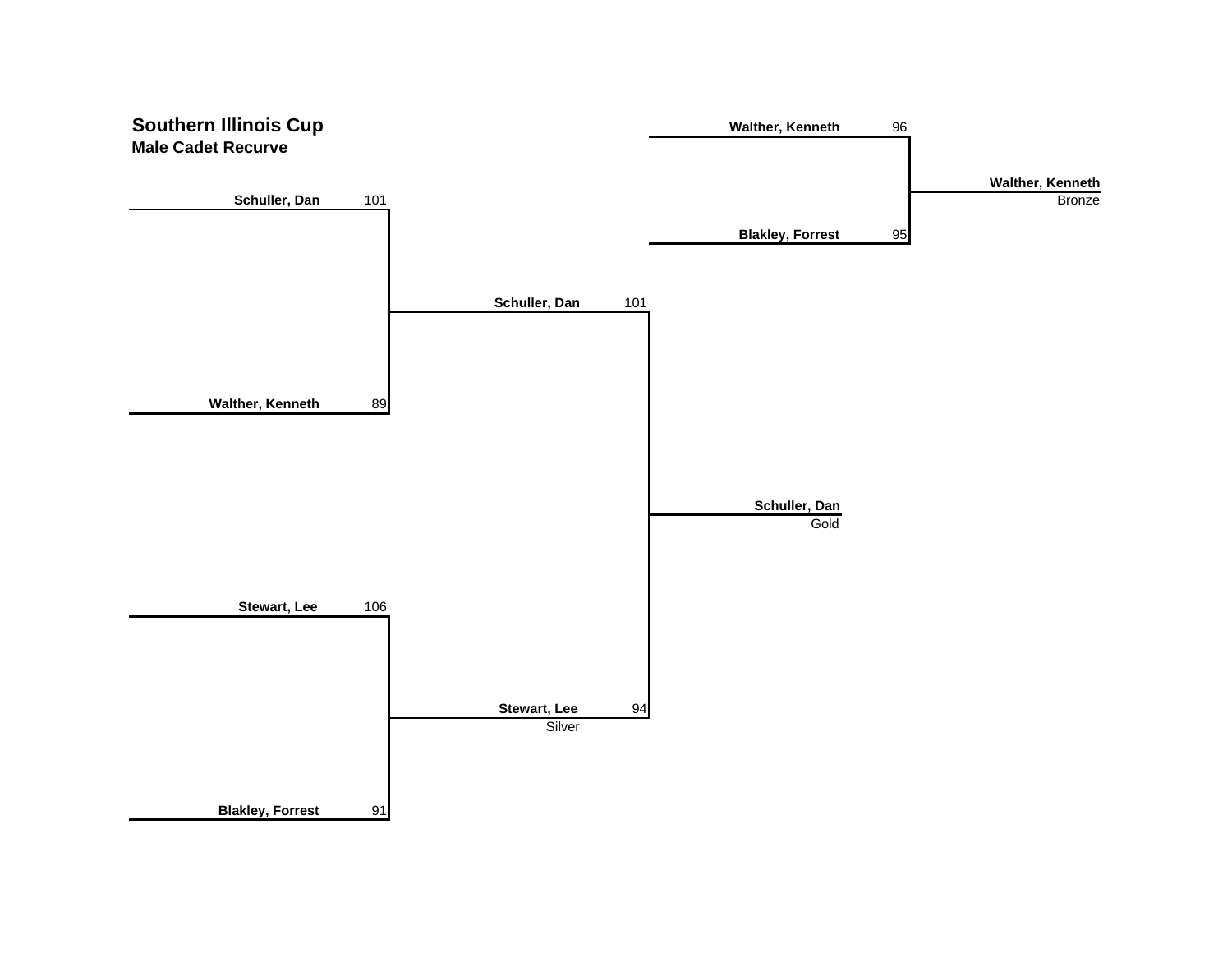# Southern Illinois Cup

## Male Cadet Recurve

### Semifinals

| Archer | Score |
| --- | --- |
| Schuller, Dan | 101 |
| Walther, Kenneth | 89 |

| Archer | Score |
| --- | --- |
| Stewart, Lee | 106 |
| Blakley, Forrest | 91 |

### Gold Medal Match

| Archer | Score |
| --- | --- |
| Schuller, Dan | 101 |
| Stewart, Lee | 94 |

Schuller, Dan — Gold

Stewart, Lee — Silver

### Bronze Medal Match

| Archer | Score |
| --- | --- |
| Walther, Kenneth | 96 |
| Blakley, Forrest | 95 |

Walther, Kenneth — Bronze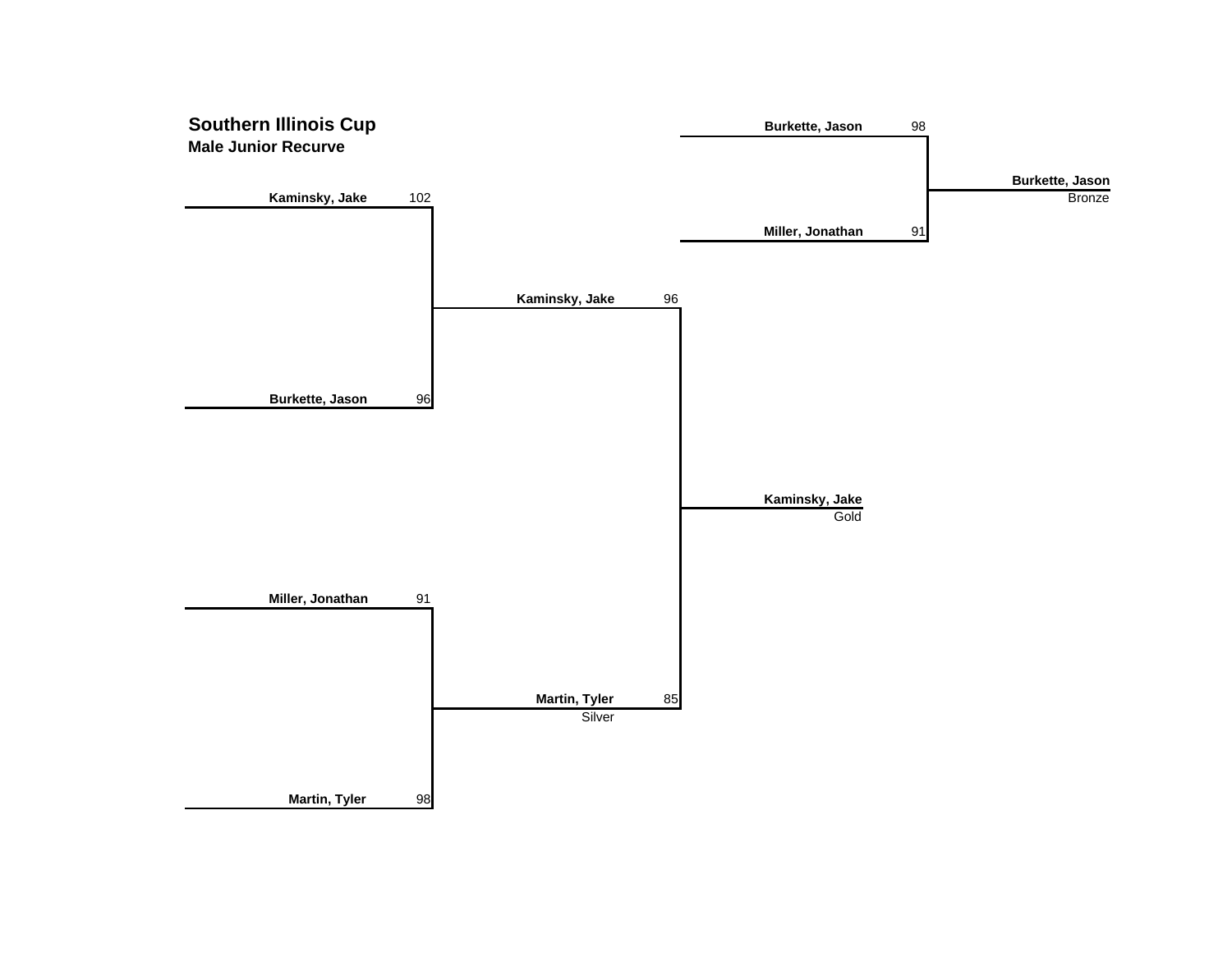# Southern Illinois Cup

## Male Junior Recurve

### Semifinals

| Archer | Score |
|---|---|
| Kaminsky, Jake | 102 |
| Burkette, Jason | 96 |

| Archer | Score |
|---|---|
| Miller, Jonathan | 91 |
| Martin, Tyler | 98 |

### Gold Match

| Archer | Score |
|---|---|
| Kaminsky, Jake | 96 |
| Martin, Tyler | 85 |

Kaminsky, Jake — Gold

Martin, Tyler — Silver

### Bronze Match

| Archer | Score |
|---|---|
| Burkette, Jason | 98 |
| Miller, Jonathan | 91 |

Burkette, Jason — Bronze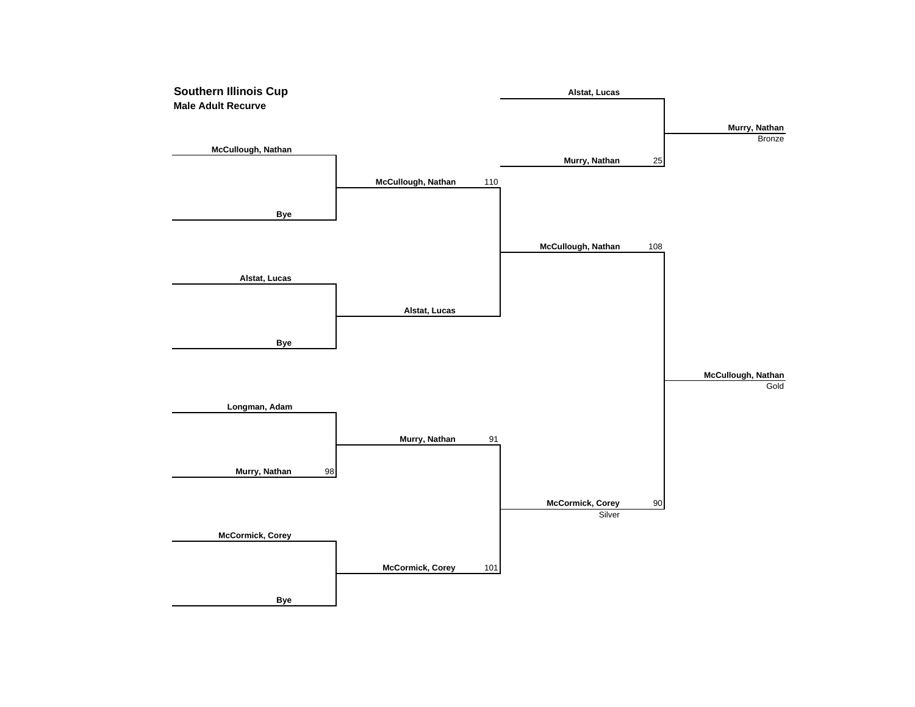# Southern Illinois Cup

## Male Adult Recurve

**Round 1**

| Match | Archer | Score |
|---|---|---|
| 1 | McCullough, Nathan | |
| 1 | Bye | |
| 2 | Alstat, Lucas | |
| 2 | Bye | |
| 3 | Longman, Adam | |
| 3 | Murry, Nathan | 98 |
| 4 | McCormick, Corey | |
| 4 | Bye | |

**Round 2**

| Match | Archer | Score |
|---|---|---|
| 1 | McCullough, Nathan | 110 |
| 1 | Alstat, Lucas | |
| 2 | Murry, Nathan | 91 |
| 2 | McCormick, Corey | 101 |

**Gold Final**

| Archer | Score |
|---|---|
| McCullough, Nathan | 108 |
| McCormick, Corey | 90 |

**Bronze Match**

| Archer | Score |
|---|---|
| Alstat, Lucas | |
| Murry, Nathan | 25 |

**Results**

- McCullough, Nathan — Gold
- McCormick, Corey — Silver
- Murry, Nathan — Bronze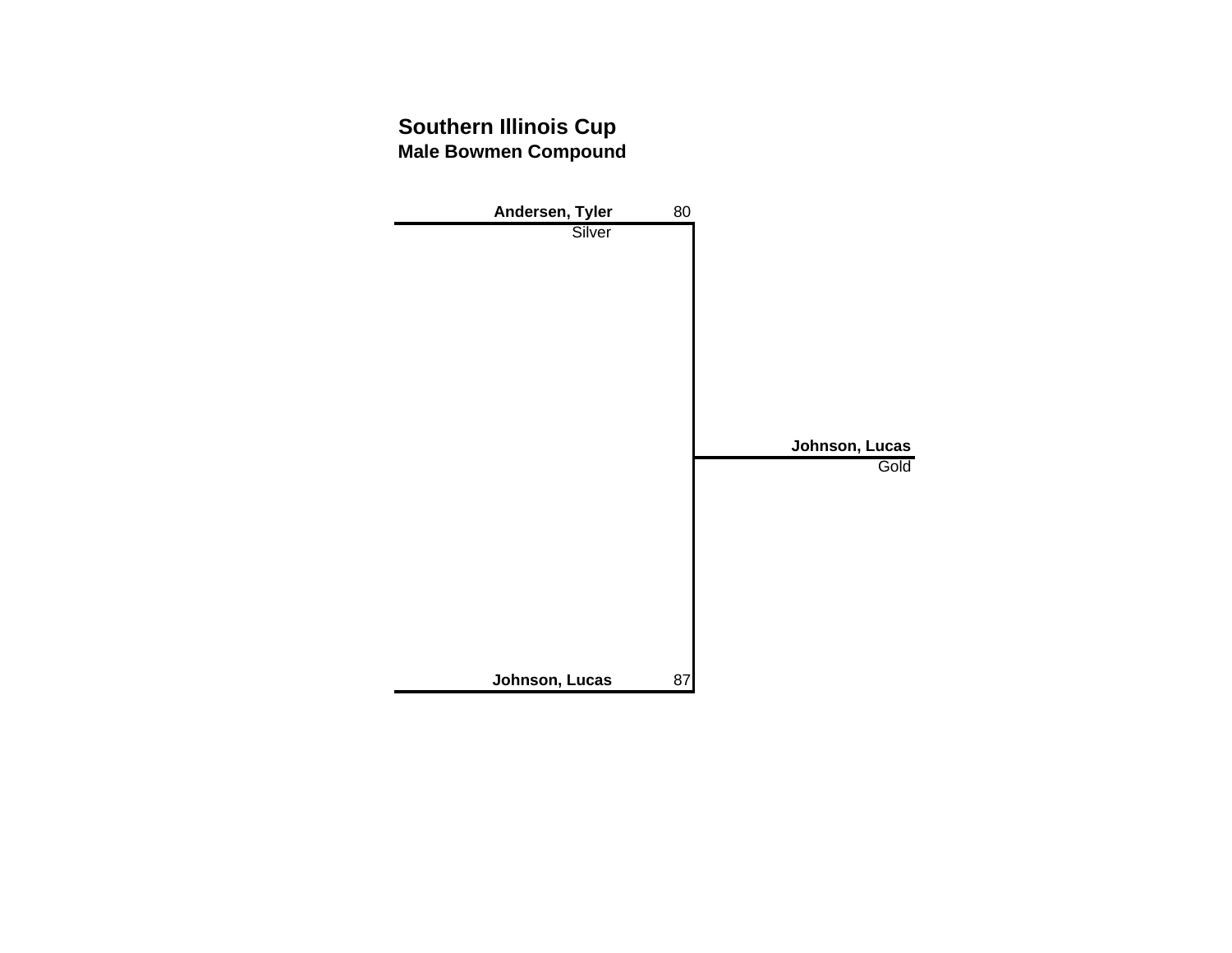# Southern Illinois Cup

## Male Bowmen Compound

**Andersen, Tyler** 80
Silver

**Johnson, Lucas**
Gold

**Johnson, Lucas** 87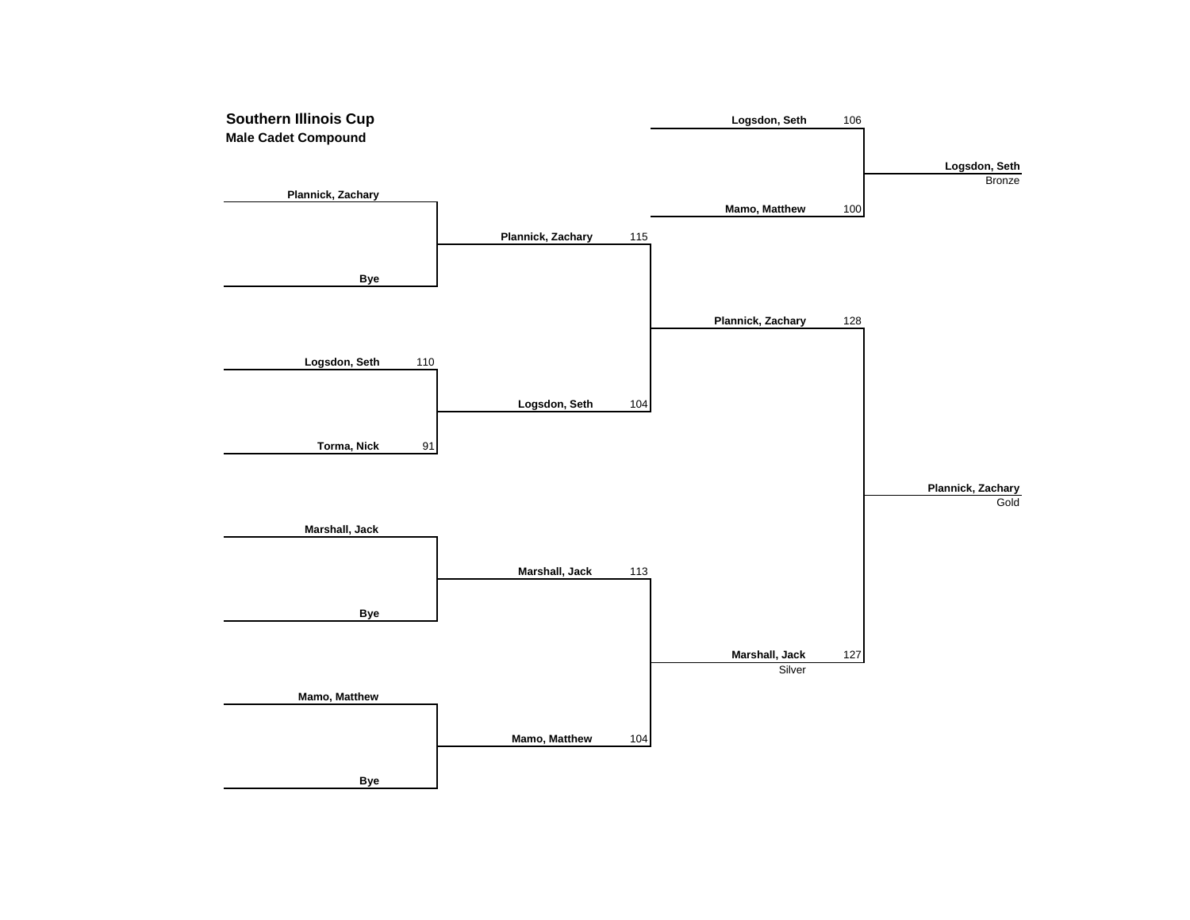# Southern Illinois Cup

## Male Cadet Compound

### First Round

| Archer | Score |
| --- | --- |
| Plannick, Zachary | |
| Bye | |
| Logsdon, Seth | 110 |
| Torma, Nick | 91 |
| Marshall, Jack | |
| Bye | |
| Mamo, Matthew | |
| Bye | |

### Second Round

| Archer | Score |
| --- | --- |
| Plannick, Zachary | 115 |
| Logsdon, Seth | 104 |
| Marshall, Jack | 113 |
| Mamo, Matthew | 104 |

### Gold Medal Match

| Archer | Score |
| --- | --- |
| Plannick, Zachary | 128 |
| Marshall, Jack (Silver) | 127 |

**Plannick, Zachary** — Gold

### Bronze Medal Match

| Archer | Score |
| --- | --- |
| Logsdon, Seth | 106 |
| Mamo, Matthew | 100 |

**Logsdon, Seth** — Bronze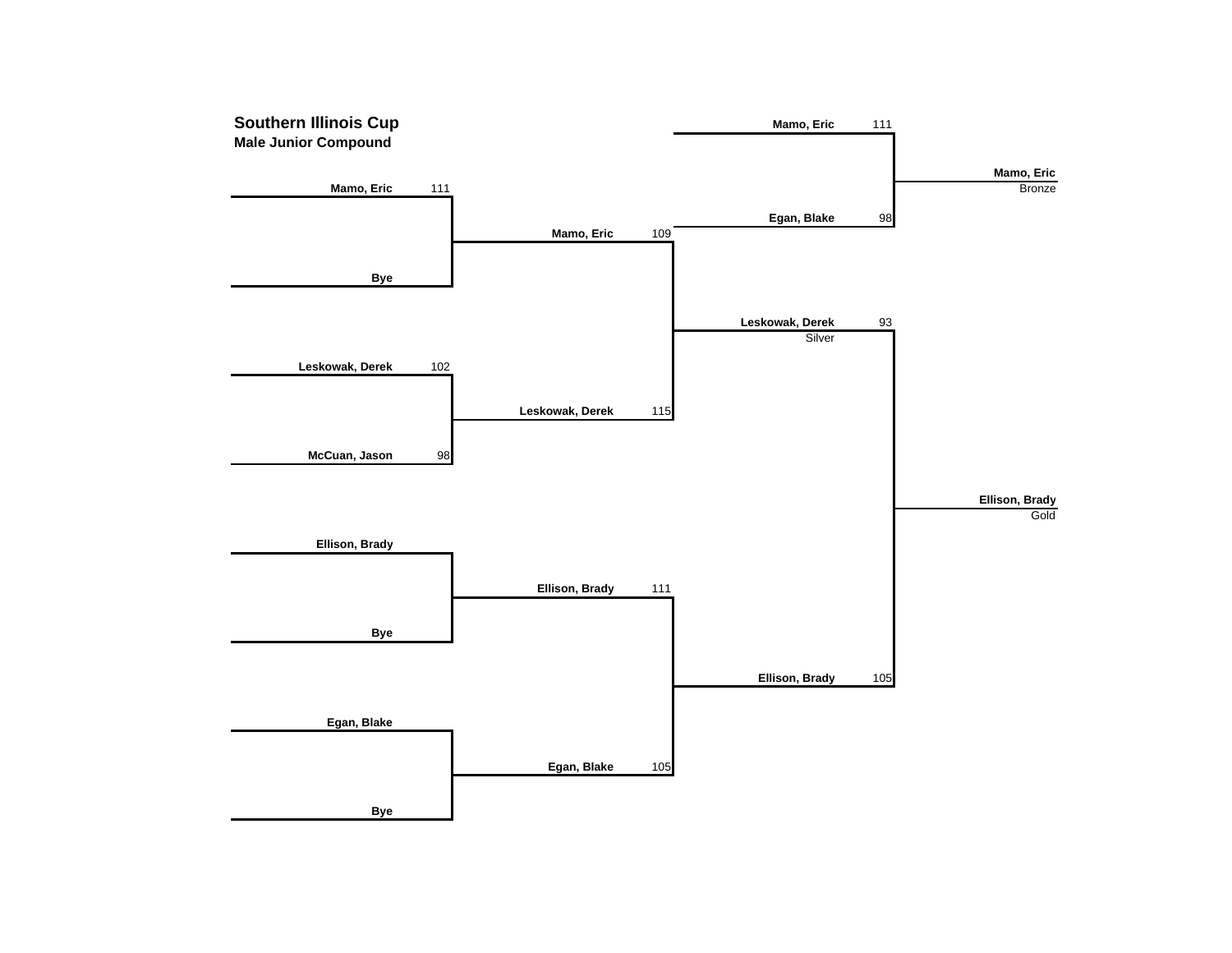# Southern Illinois Cup

## Male Junior Compound

### Round 1

| Archer | Score |
|---|---|
| Mamo, Eric | 111 |
| Bye | |
| Leskowak, Derek | 102 |
| McCuan, Jason | 98 |
| Ellison, Brady | |
| Bye | |
| Egan, Blake | |
| Bye | |

### Round 2

| Archer | Score |
|---|---|
| Mamo, Eric | 109 |
| Leskowak, Derek | 115 |
| Ellison, Brady | 111 |
| Egan, Blake | 105 |

### Gold Medal Match

| Archer | Score |
|---|---|
| Leskowak, Derek | 93 |
| Ellison, Brady | 105 |

### Bronze Medal Match

| Archer | Score |
|---|---|
| Mamo, Eric | 111 |
| Egan, Blake | 98 |

### Results

| Place | Archer |
|---|---|
| Gold | Ellison, Brady |
| Silver | Leskowak, Derek |
| Bronze | Mamo, Eric |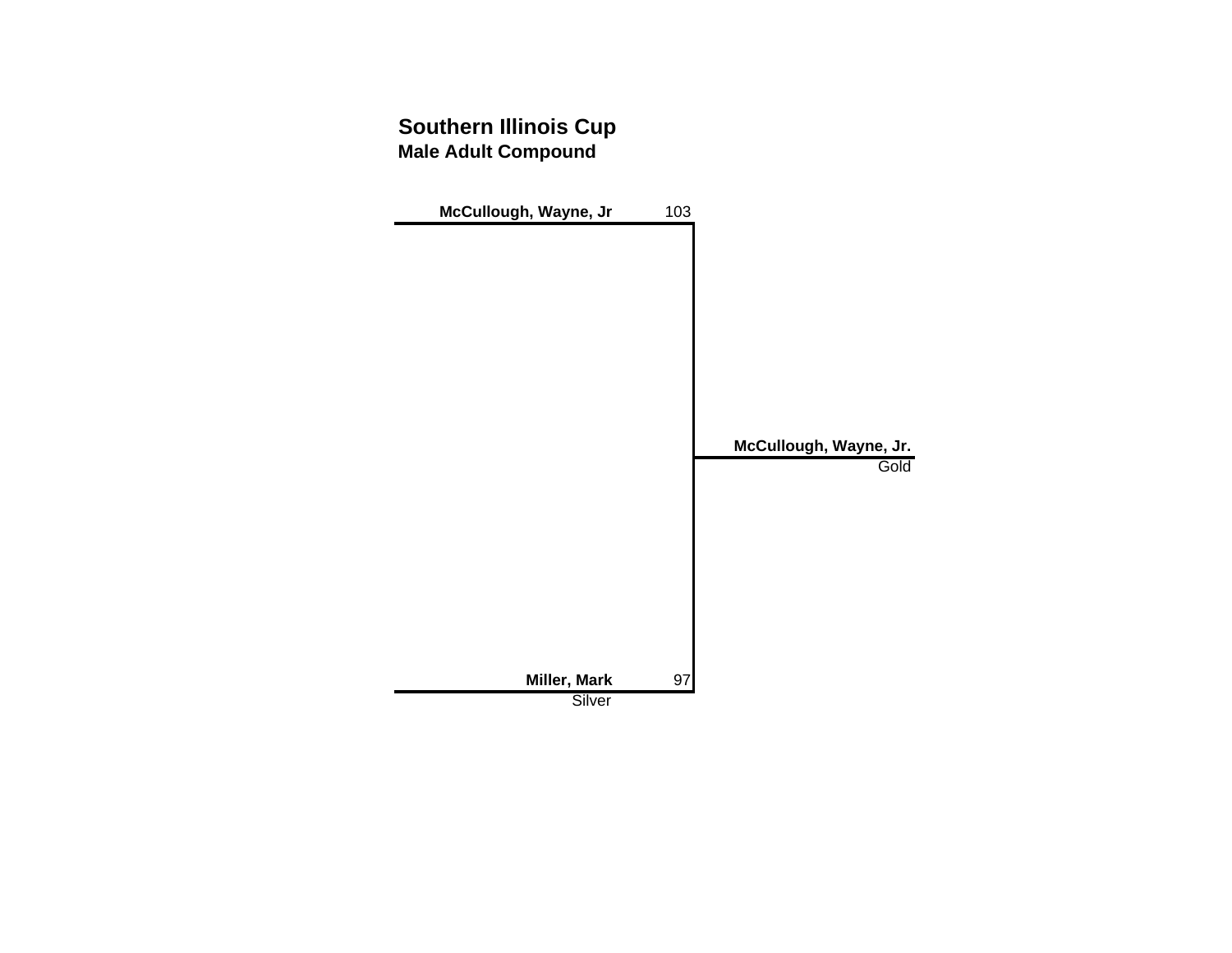## Southern Illinois Cup

### Male Adult Compound

**McCullough, Wayne, Jr** 103

**McCullough, Wayne, Jr.**
Gold

**Miller, Mark** 97
Silver